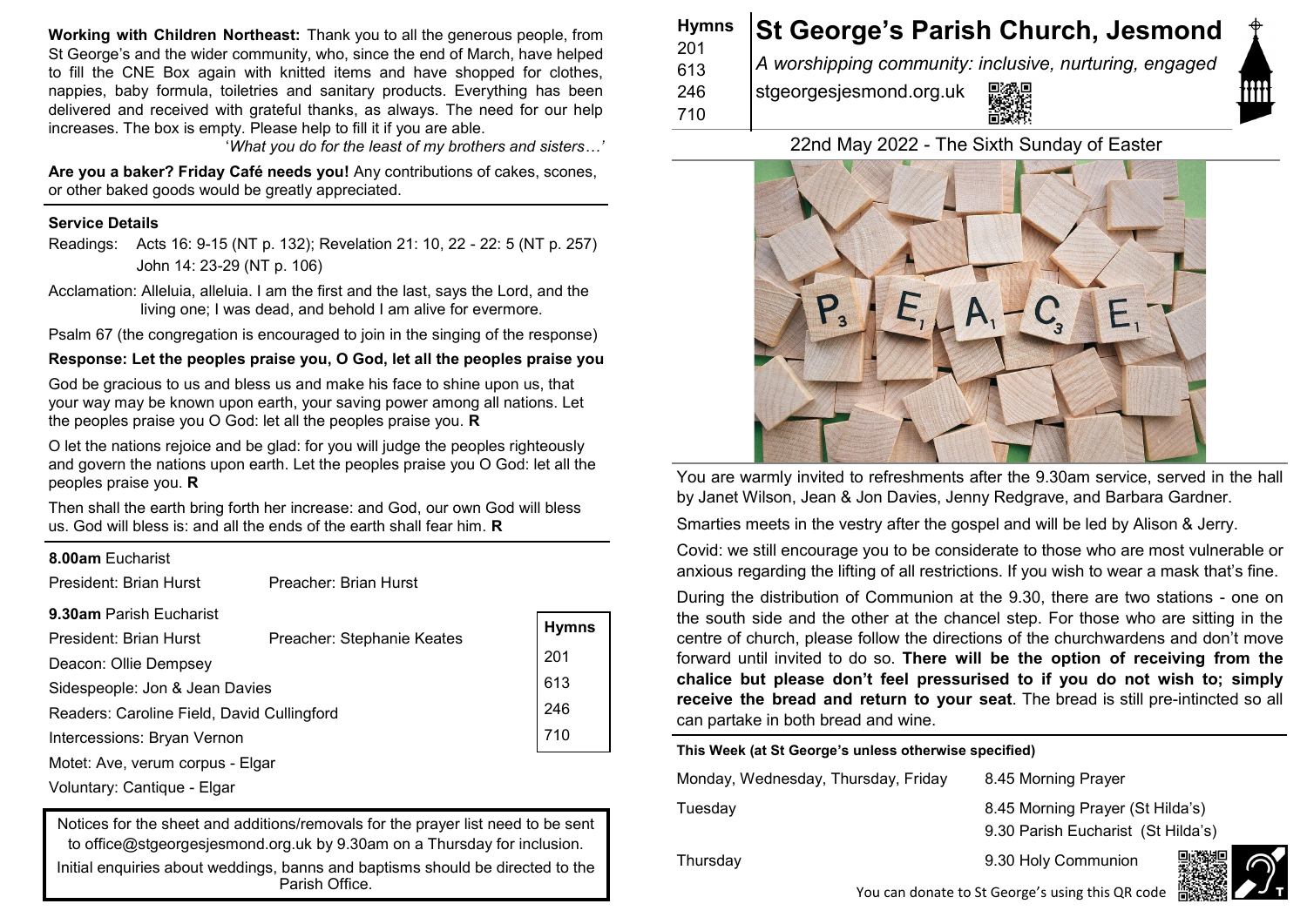**Working with Children Northeast:** Thank you to all the generous people, from St George's and the wider community, who, since the end of March, have helped to fill the CNE Box again with knitted items and have shopped for clothes, nappies, baby formula, toiletries and sanitary products. Everything has been delivered and received with grateful thanks, as always. The need for our help increases. The box is empty. Please help to fill it if you are able.

'*What you do for the least of my brothers and sisters…'*

**Are you a baker? Friday Café needs you!** Any contributions of cakes, scones, or other baked goods would be greatly appreciated.

**Service Details**

Readings: Acts 16: 9-15 (NT p. 132); Revelation 21: 10, 22 - 22: 5 (NT p. 257) John 14: 23-29 (NT p. 106)

Acclamation: Alleluia, alleluia. I am the first and the last, says the Lord, and the living one; I was dead, and behold I am alive for evermore.

Psalm 67 (the congregation is encouraged to join in the singing of the response)

**Response: Let the peoples praise you, O God, let all the peoples praise you**

God be gracious to us and bless us and make his face to shine upon us, that your way may be known upon earth, your saving power among all nations. Let the peoples praise you O God: let all the peoples praise you. **R**

O let the nations rejoice and be glad: for you will judge the peoples righteously and govern the nations upon earth. Let the peoples praise you O God: let all the peoples praise you. **R**

Then shall the earth bring forth her increase: and God, our own God will bless us. God will bless is: and all the ends of the earth shall fear him. **R**

**8.00am** Eucharist

President: Brian Hurst — Preacher: Brian Hurst

**9.30am** Parish Eucharist

President: Brian Hurst — Preacher: Stephanie Keates

Deacon: Ollie Dempsey

Sidespeople: Jon & Jean Davies

Readers: Caroline Field, David Cullingford

Intercessions: Bryan Vernon

Motet: Ave, verum corpus - Elgar

Voluntary: Cantique - Elgar

| Hymns |
|---|
| 201 |
| 613 |
| 246 |
| 710 |

Notices for the sheet and additions/removals for the prayer list need to be sent to office@stgeorgesjesmond.org.uk by 9.30am on a Thursday for inclusion.

Initial enquiries about weddings, banns and baptisms should be directed to the Parish Office.

**Hymns**
201
613
246
710

# St George's Parish Church, Jesmond

*A worshipping community: inclusive, nurturing, engaged*

stgeorgesjesmond.org.uk

22nd May 2022 - The Sixth Sunday of Easter

You are warmly invited to refreshments after the 9.30am service, served in the hall by Janet Wilson, Jean & Jon Davies, Jenny Redgrave, and Barbara Gardner.

Smarties meets in the vestry after the gospel and will be led by Alison & Jerry.

Covid: we still encourage you to be considerate to those who are most vulnerable or anxious regarding the lifting of all restrictions. If you wish to wear a mask that's fine.

During the distribution of Communion at the 9.30, there are two stations - one on the south side and the other at the chancel step. For those who are sitting in the centre of church, please follow the directions of the churchwardens and don't move forward until invited to do so. **There will be the option of receiving from the chalice but please don't feel pressurised to if you do not wish to; simply receive the bread and return to your seat**. The bread is still pre-intincted so all can partake in both bread and wine.

**This Week (at St George's unless otherwise specified)**

| | |
|---|---|
| Monday, Wednesday, Thursday, Friday | 8.45 Morning Prayer |
| Tuesday | 8.45 Morning Prayer (St Hilda's)<br>9.30 Parish Eucharist (St Hilda's) |
| Thursday | 9.30 Holy Communion |

You can donate to St George's using this QR code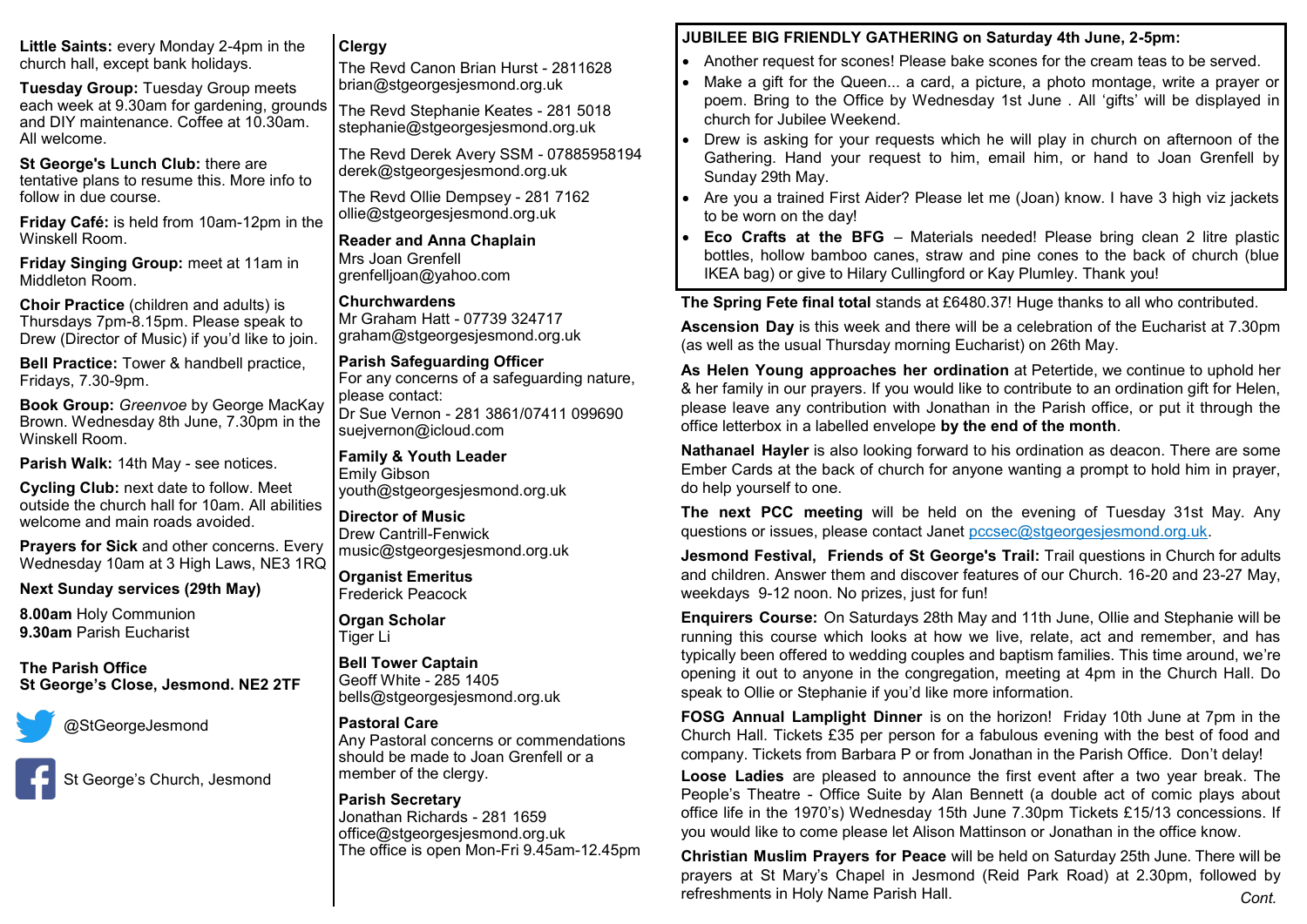**Little Saints:** every Monday 2-4pm in the church hall, except bank holidays.

**Tuesday Group:** Tuesday Group meets each week at 9.30am for gardening, grounds and DIY maintenance. Coffee at 10.30am. All welcome.

**St George's Lunch Club:** there are tentative plans to resume this. More info to follow in due course.

**Friday Café:** is held from 10am-12pm in the Winskell Room.

**Friday Singing Group:** meet at 11am in Middleton Room.

**Choir Practice** (children and adults) is Thursdays 7pm-8.15pm. Please speak to Drew (Director of Music) if you'd like to join.

**Bell Practice:** Tower & handbell practice, Fridays, 7.30-9pm.

**Book Group:** *Greenvoe* by George MacKay Brown. Wednesday 8th June, 7.30pm in the Winskell Room.

**Parish Walk:** 14th May - see notices.

**Cycling Club:** next date to follow. Meet outside the church hall for 10am. All abilities welcome and main roads avoided.

**Prayers for Sick** and other concerns. Every Wednesday 10am at 3 High Laws, NE3 1RQ

**Next Sunday services (29th May)**

**8.00am** Holy Communion
**9.30am** Parish Eucharist

**The Parish Office**
**St George's Close, Jesmond. NE2 2TF**

@StGeorgeJesmond

St George's Church, Jesmond

**Clergy**
The Revd Canon Brian Hurst - 2811628
brian@stgeorgesjesmond.org.uk

The Revd Stephanie Keates - 281 5018
stephanie@stgeorgesjesmond.org.uk

The Revd Derek Avery SSM - 07885958194
derek@stgeorgesjesmond.org.uk

The Revd Ollie Dempsey - 281 7162
ollie@stgeorgesjesmond.org.uk

**Reader and Anna Chaplain**
Mrs Joan Grenfell
grenfelljoan@yahoo.com

**Churchwardens**
Mr Graham Hatt - 07739 324717
graham@stgeorgesjesmond.org.uk

**Parish Safeguarding Officer**
For any concerns of a safeguarding nature, please contact:
Dr Sue Vernon - 281 3861/07411 099690
suejvernon@icloud.com

**Family & Youth Leader**
Emily Gibson
youth@stgeorgesjesmond.org.uk

**Director of Music**
Drew Cantrill-Fenwick
music@stgeorgesjesmond.org.uk

**Organist Emeritus**
Frederick Peacock

**Organ Scholar**
Tiger Li

**Bell Tower Captain**
Geoff White - 285 1405
bells@stgeorgesjesmond.org.uk

**Pastoral Care**
Any Pastoral concerns or commendations should be made to Joan Grenfell or a member of the clergy.

**Parish Secretary**
Jonathan Richards - 281 1659
office@stgeorgesjesmond.org.uk
The office is open Mon-Fri 9.45am-12.45pm

**JUBILEE BIG FRIENDLY GATHERING on Saturday 4th June, 2-5pm:**

- Another request for scones! Please bake scones for the cream teas to be served.
- Make a gift for the Queen... a card, a picture, a photo montage, write a prayer or poem. Bring to the Office by Wednesday 1st June . All 'gifts' will be displayed in church for Jubilee Weekend.
- Drew is asking for your requests which he will play in church on afternoon of the Gathering. Hand your request to him, email him, or hand to Joan Grenfell by Sunday 29th May.
- Are you a trained First Aider? Please let me (Joan) know. I have 3 high viz jackets to be worn on the day!
- **Eco Crafts at the BFG** – Materials needed! Please bring clean 2 litre plastic bottles, hollow bamboo canes, straw and pine cones to the back of church (blue IKEA bag) or give to Hilary Cullingford or Kay Plumley. Thank you!

**The Spring Fete final total** stands at £6480.37! Huge thanks to all who contributed.

**Ascension Day** is this week and there will be a celebration of the Eucharist at 7.30pm (as well as the usual Thursday morning Eucharist) on 26th May.

**As Helen Young approaches her ordination** at Petertide, we continue to uphold her & her family in our prayers. If you would like to contribute to an ordination gift for Helen, please leave any contribution with Jonathan in the Parish office, or put it through the office letterbox in a labelled envelope **by the end of the month**.

**Nathanael Hayler** is also looking forward to his ordination as deacon. There are some Ember Cards at the back of church for anyone wanting a prompt to hold him in prayer, do help yourself to one.

**The next PCC meeting** will be held on the evening of Tuesday 31st May. Any questions or issues, please contact Janet pccsec@stgeorgesjesmond.org.uk.

**Jesmond Festival, Friends of St George's Trail:** Trail questions in Church for adults and children. Answer them and discover features of our Church. 16-20 and 23-27 May, weekdays 9-12 noon. No prizes, just for fun!

**Enquirers Course:** On Saturdays 28th May and 11th June, Ollie and Stephanie will be running this course which looks at how we live, relate, act and remember, and has typically been offered to wedding couples and baptism families. This time around, we're opening it out to anyone in the congregation, meeting at 4pm in the Church Hall. Do speak to Ollie or Stephanie if you'd like more information.

**FOSG Annual Lamplight Dinner** is on the horizon! Friday 10th June at 7pm in the Church Hall. Tickets £35 per person for a fabulous evening with the best of food and company. Tickets from Barbara P or from Jonathan in the Parish Office. Don't delay!

**Loose Ladies** are pleased to announce the first event after a two year break. The People's Theatre - Office Suite by Alan Bennett (a double act of comic plays about office life in the 1970's) Wednesday 15th June 7.30pm Tickets £15/13 concessions. If you would like to come please let Alison Mattinson or Jonathan in the office know.

**Christian Muslim Prayers for Peace** will be held on Saturday 25th June. There will be prayers at St Mary's Chapel in Jesmond (Reid Park Road) at 2.30pm, followed by refreshments in Holy Name Parish Hall.

*Cont.*